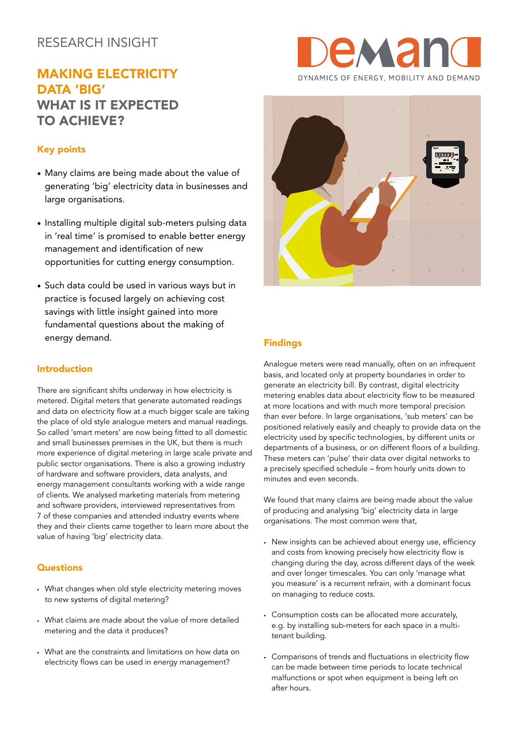RESEARCH INSIGHT

# MAKING ELECTRICITY DATA 'BIG' WHAT IS IT EXPECTED TO ACHIEVE?

DEMAND
DYNAMICS OF ENERGY, MOBILITY AND DEMAND

## Key points

- Many claims are being made about the value of generating 'big' electricity data in businesses and large organisations.
- Installing multiple digital sub-meters pulsing data in 'real time' is promised to enable better energy management and identification of new opportunities for cutting energy consumption.
- Such data could be used in various ways but in practice is focused largely on achieving cost savings with little insight gained into more fundamental questions about the making of energy demand.

## Introduction

There are significant shifts underway in how electricity is metered. Digital meters that generate automated readings and data on electricity flow at a much bigger scale are taking the place of old style analogue meters and manual readings. So called 'smart meters' are now being fitted to all domestic and small businesses premises in the UK, but there is much more experience of digital metering in large scale private and public sector organisations. There is also a growing industry of hardware and software providers, data analysts, and energy management consultants working with a wide range of clients. We analysed marketing materials from metering and software providers, interviewed representatives from 7 of these companies and attended industry events where they and their clients came together to learn more about the value of having 'big' electricity data.

## Questions

- What changes when old style electricity metering moves to new systems of digital metering?
- What claims are made about the value of more detailed metering and the data it produces?
- What are the constraints and limitations on how data on electricity flows can be used in energy management?

## Findings

Analogue meters were read manually, often on an infrequent basis, and located only at property boundaries in order to generate an electricity bill. By contrast, digital electricity metering enables data about electricity flow to be measured at more locations and with much more temporal precision than ever before. In large organisations, 'sub meters' can be positioned relatively easily and cheaply to provide data on the electricity used by specific technologies, by different units or departments of a business, or on different floors of a building. These meters can 'pulse' their data over digital networks to a precisely specified schedule – from hourly units down to minutes and even seconds.

We found that many claims are being made about the value of producing and analysing 'big' electricity data in large organisations. The most common were that,

- New insights can be achieved about energy use, efficiency and costs from knowing precisely how electricity flow is changing during the day, across different days of the week and over longer timescales. You can only 'manage what you measure' is a recurrent refrain, with a dominant focus on managing to reduce costs.
- Consumption costs can be allocated more accurately, e.g. by installing sub-meters for each space in a multi-tenant building.
- Comparisons of trends and fluctuations in electricity flow can be made between time periods to locate technical malfunctions or spot when equipment is being left on after hours.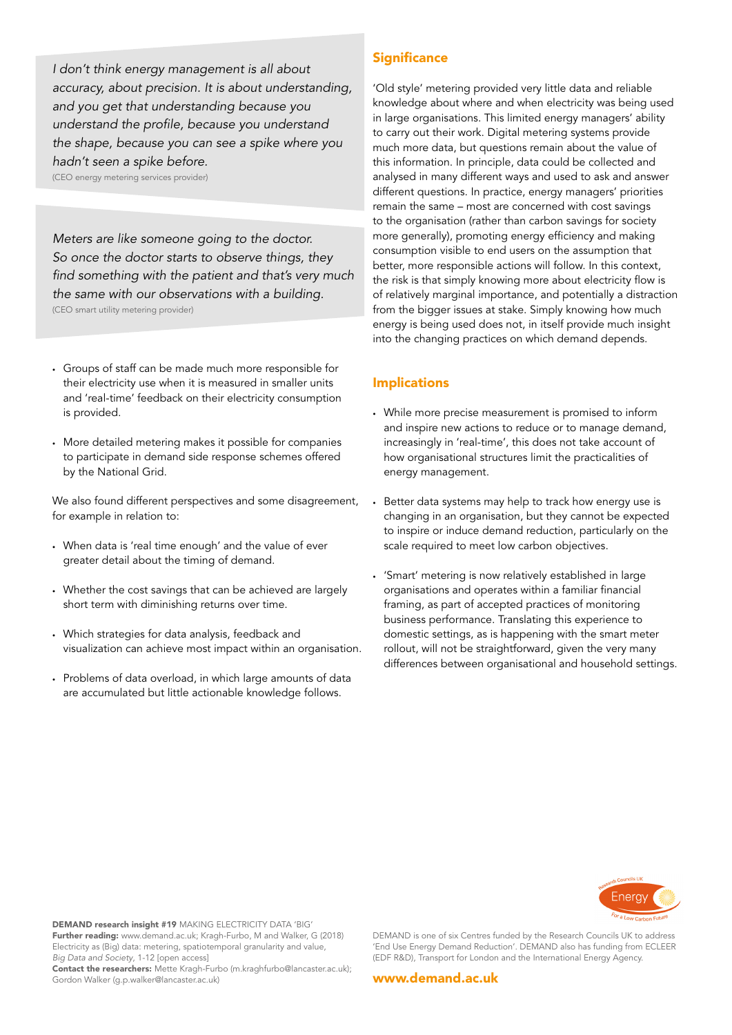*I don't think energy management is all about accuracy, about precision. It is about understanding, and you get that understanding because you understand the profile, because you understand the shape, because you can see a spike where you hadn't seen a spike before.*
(CEO energy metering services provider)

*Meters are like someone going to the doctor. So once the doctor starts to observe things, they find something with the patient and that's very much the same with our observations with a building.*
(CEO smart utility metering provider)

- Groups of staff can be made much more responsible for their electricity use when it is measured in smaller units and 'real-time' feedback on their electricity consumption is provided.
- More detailed metering makes it possible for companies to participate in demand side response schemes offered by the National Grid.

We also found different perspectives and some disagreement, for example in relation to:

- When data is 'real time enough' and the value of ever greater detail about the timing of demand.
- Whether the cost savings that can be achieved are largely short term with diminishing returns over time.
- Which strategies for data analysis, feedback and visualization can achieve most impact within an organisation.
- Problems of data overload, in which large amounts of data are accumulated but little actionable knowledge follows.

## Significance

'Old style' metering provided very little data and reliable knowledge about where and when electricity was being used in large organisations. This limited energy managers' ability to carry out their work. Digital metering systems provide much more data, but questions remain about the value of this information. In principle, data could be collected and analysed in many different ways and used to ask and answer different questions. In practice, energy managers' priorities remain the same – most are concerned with cost savings to the organisation (rather than carbon savings for society more generally), promoting energy efficiency and making consumption visible to end users on the assumption that better, more responsible actions will follow. In this context, the risk is that simply knowing more about electricity flow is of relatively marginal importance, and potentially a distraction from the bigger issues at stake. Simply knowing how much energy is being used does not, in itself provide much insight into the changing practices on which demand depends.

## Implications

- While more precise measurement is promised to inform and inspire new actions to reduce or to manage demand, increasingly in 'real-time', this does not take account of how organisational structures limit the practicalities of energy management.
- Better data systems may help to track how energy use is changing in an organisation, but they cannot be expected to inspire or induce demand reduction, particularly on the scale required to meet low carbon objectives.
- 'Smart' metering is now relatively established in large organisations and operates within a familiar financial framing, as part of accepted practices of monitoring business performance. Translating this experience to domestic settings, as is happening with the smart meter rollout, will not be straightforward, given the very many differences between organisational and household settings.

**DEMAND research insight #19** MAKING ELECTRICITY DATA 'BIG'
**Further reading:** www.demand.ac.uk; Kragh-Furbo, M and Walker, G (2018) Electricity as (Big) data: metering, spatiotemporal granularity and value, *Big Data and Society*, 1-12 [open access]
**Contact the researchers:** Mette Kragh-Furbo (m.kraghfurbo@lancaster.ac.uk); Gordon Walker (g.p.walker@lancaster.ac.uk)

DEMAND is one of six Centres funded by the Research Councils UK to address 'End Use Energy Demand Reduction'. DEMAND also has funding from ECLEER (EDF R&D), Transport for London and the International Energy Agency.

**www.demand.ac.uk**